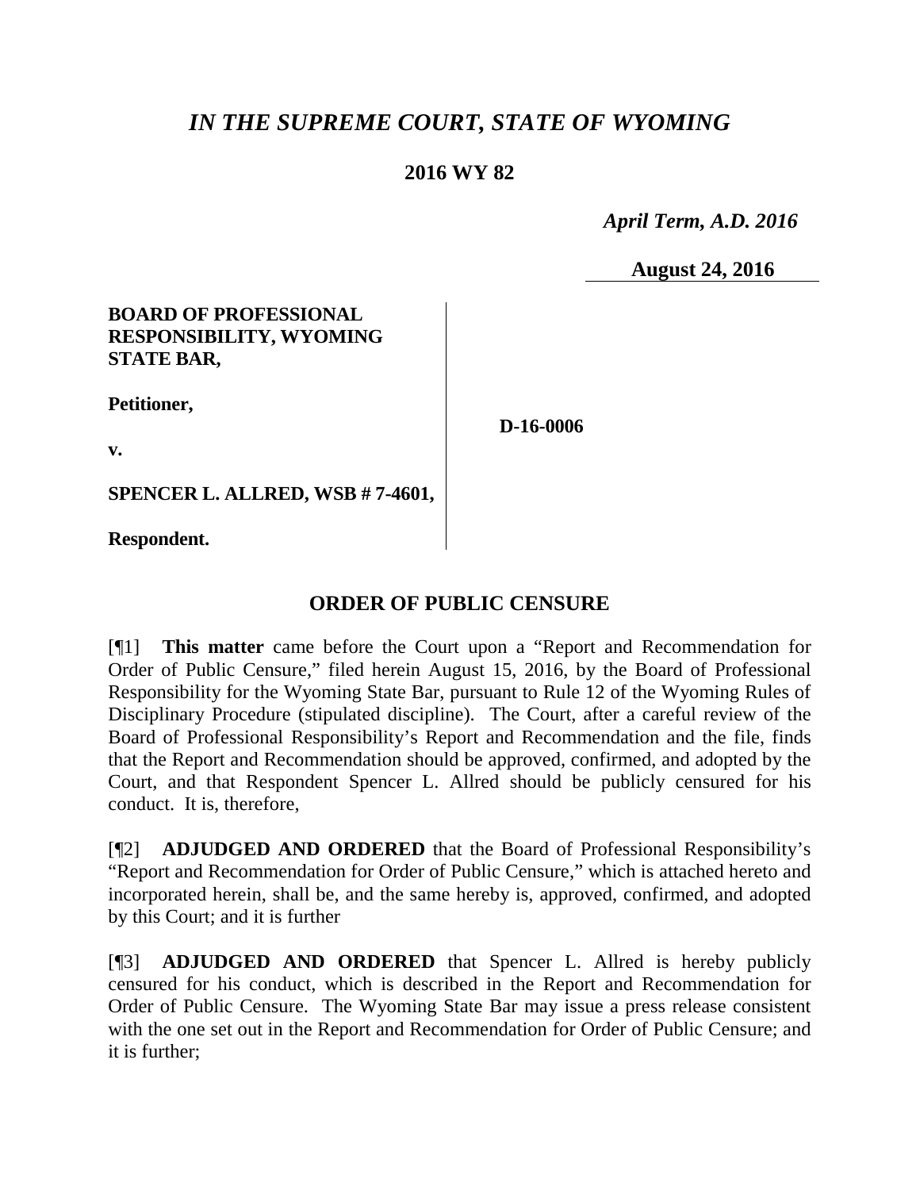# *IN THE SUPREME COURT, STATE OF WYOMING*

**2016 WY 82**

*April Term, A.D. 2016*

**August 24, 2016**

**BOARD OF PROFESSIONAL RESPONSIBILITY, WYOMING STATE BAR,**

**Petitioner,**

**v.**

**SPENCER L. ALLRED, WSB # 7-4601,**

**Respondent.**

**D-16-0006**

## ORDER OF PUBLIC CENSURE

[¶1] **This matter** came before the Court upon a "Report and Recommendation for Order of Public Censure," filed herein August 15, 2016, by the Board of Professional Responsibility for the Wyoming State Bar, pursuant to Rule 12 of the Wyoming Rules of Disciplinary Procedure (stipulated discipline). The Court, after a careful review of the Board of Professional Responsibility's Report and Recommendation and the file, finds that the Report and Recommendation should be approved, confirmed, and adopted by the Court, and that Respondent Spencer L. Allred should be publicly censured for his conduct. It is, therefore,

[¶2] **ADJUDGED AND ORDERED** that the Board of Professional Responsibility's "Report and Recommendation for Order of Public Censure," which is attached hereto and incorporated herein, shall be, and the same hereby is, approved, confirmed, and adopted by this Court; and it is further

[¶3] **ADJUDGED AND ORDERED** that Spencer L. Allred is hereby publicly censured for his conduct, which is described in the Report and Recommendation for Order of Public Censure. The Wyoming State Bar may issue a press release consistent with the one set out in the Report and Recommendation for Order of Public Censure; and it is further;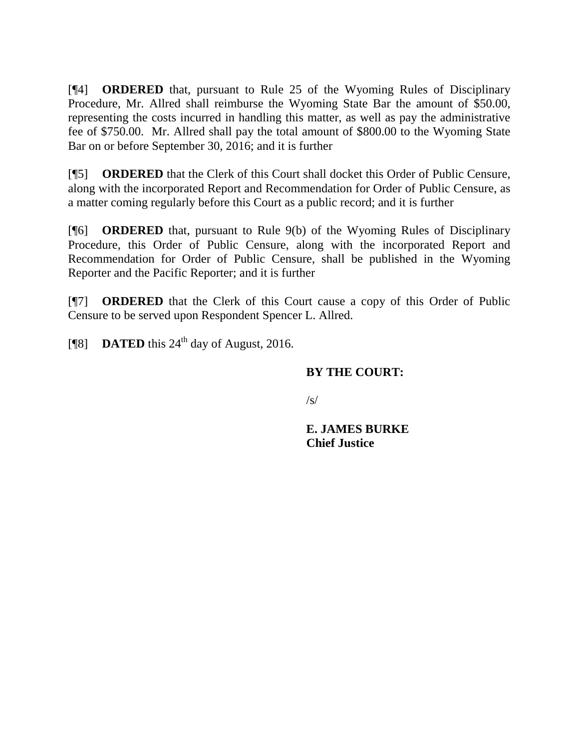[¶4] **ORDERED** that, pursuant to Rule 25 of the Wyoming Rules of Disciplinary Procedure, Mr. Allred shall reimburse the Wyoming State Bar the amount of $50.00, representing the costs incurred in handling this matter, as well as pay the administrative fee of $750.00. Mr. Allred shall pay the total amount of $800.00 to the Wyoming State Bar on or before September 30, 2016; and it is further

[¶5] **ORDERED** that the Clerk of this Court shall docket this Order of Public Censure, along with the incorporated Report and Recommendation for Order of Public Censure, as a matter coming regularly before this Court as a public record; and it is further

[¶6] **ORDERED** that, pursuant to Rule 9(b) of the Wyoming Rules of Disciplinary Procedure, this Order of Public Censure, along with the incorporated Report and Recommendation for Order of Public Censure, shall be published in the Wyoming Reporter and the Pacific Reporter; and it is further

[¶7] **ORDERED** that the Clerk of this Court cause a copy of this Order of Public Censure to be served upon Respondent Spencer L. Allred.

[¶8] **DATED** this 24th day of August, 2016.

**BY THE COURT:**

/s/

**E. JAMES BURKE**
**Chief Justice**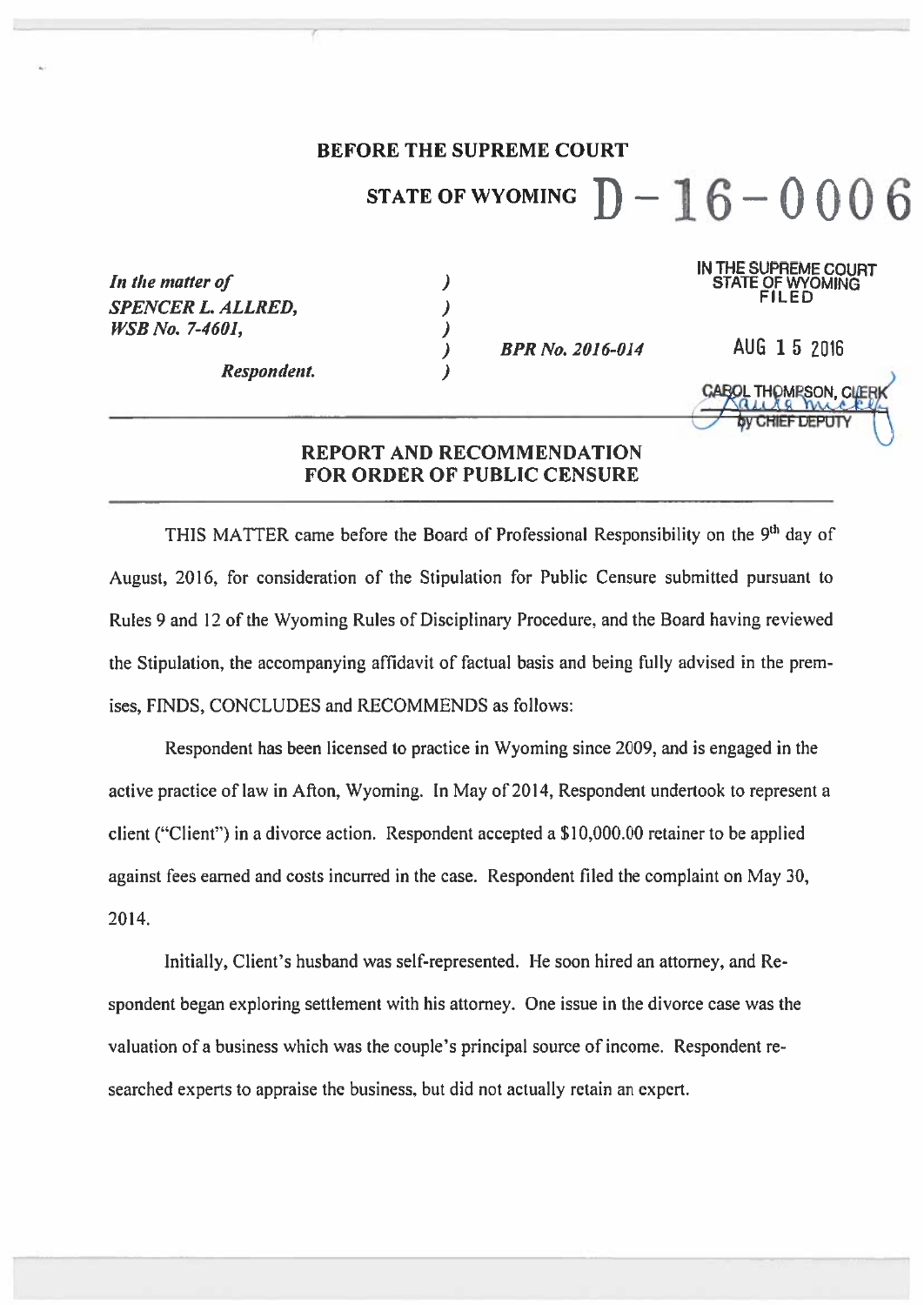**BEFORE THE SUPREME COURT**

**STATE OF WYOMING** D – 16 – 0006

IN THE SUPREME COURT
STATE OF WYOMING
FILED

AUG 15 2016

CAROL THOMPSON, CLERK
by CHIEF DEPUTY

| | | | |
|---|---|---|---|
| *In the matter of* | ) | | |
| *SPENCER L. ALLRED,* | ) | | |
| *WSB No. 7-4601,* | ) | | |
| | ) | *BPR No. 2016-014* | |
| *Respondent.* | ) | | |

**REPORT AND RECOMMENDATION FOR ORDER OF PUBLIC CENSURE**

THIS MATTER came before the Board of Professional Responsibility on the 9th day of August, 2016, for consideration of the Stipulation for Public Censure submitted pursuant to Rules 9 and 12 of the Wyoming Rules of Disciplinary Procedure, and the Board having reviewed the Stipulation, the accompanying affidavit of factual basis and being fully advised in the premises, FINDS, CONCLUDES and RECOMMENDS as follows:

Respondent has been licensed to practice in Wyoming since 2009, and is engaged in the active practice of law in Afton, Wyoming. In May of 2014, Respondent undertook to represent a client ("Client") in a divorce action. Respondent accepted a $10,000.00 retainer to be applied against fees earned and costs incurred in the case. Respondent filed the complaint on May 30, 2014.

Initially, Client's husband was self-represented. He soon hired an attorney, and Respondent began exploring settlement with his attorney. One issue in the divorce case was the valuation of a business which was the couple's principal source of income. Respondent researched experts to appraise the business, but did not actually retain an expert.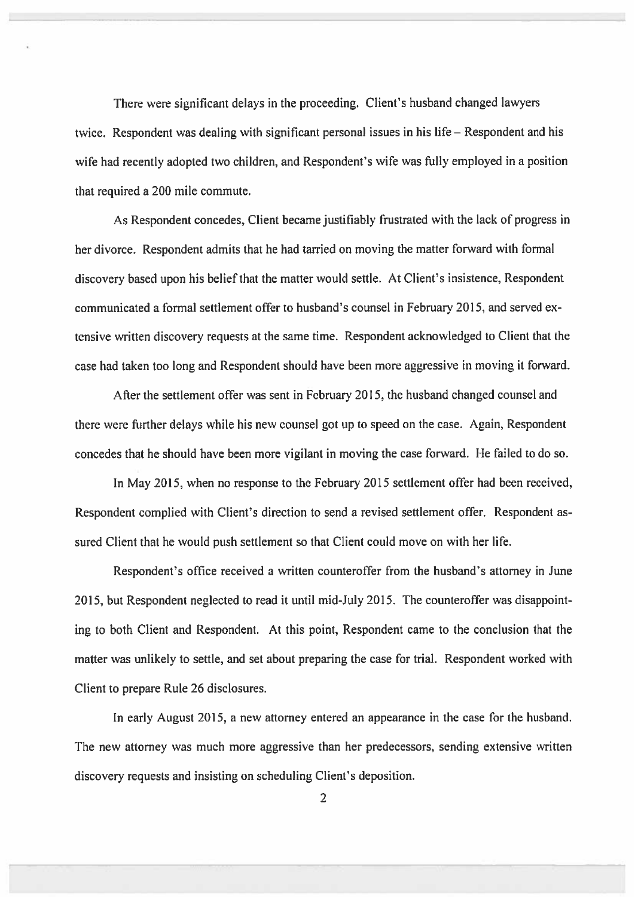There were significant delays in the proceeding. Client's husband changed lawyers twice. Respondent was dealing with significant personal issues in his life – Respondent and his wife had recently adopted two children, and Respondent's wife was fully employed in a position that required a 200 mile commute.

As Respondent concedes, Client became justifiably frustrated with the lack of progress in her divorce. Respondent admits that he had tarried on moving the matter forward with formal discovery based upon his belief that the matter would settle. At Client's insistence, Respondent communicated a formal settlement offer to husband's counsel in February 2015, and served extensive written discovery requests at the same time. Respondent acknowledged to Client that the case had taken too long and Respondent should have been more aggressive in moving it forward.

After the settlement offer was sent in February 2015, the husband changed counsel and there were further delays while his new counsel got up to speed on the case. Again, Respondent concedes that he should have been more vigilant in moving the case forward. He failed to do so.

In May 2015, when no response to the February 2015 settlement offer had been received, Respondent complied with Client's direction to send a revised settlement offer. Respondent assured Client that he would push settlement so that Client could move on with her life.

Respondent's office received a written counteroffer from the husband's attorney in June 2015, but Respondent neglected to read it until mid-July 2015. The counteroffer was disappointing to both Client and Respondent. At this point, Respondent came to the conclusion that the matter was unlikely to settle, and set about preparing the case for trial. Respondent worked with Client to prepare Rule 26 disclosures.

In early August 2015, a new attorney entered an appearance in the case for the husband. The new attorney was much more aggressive than her predecessors, sending extensive written discovery requests and insisting on scheduling Client's deposition.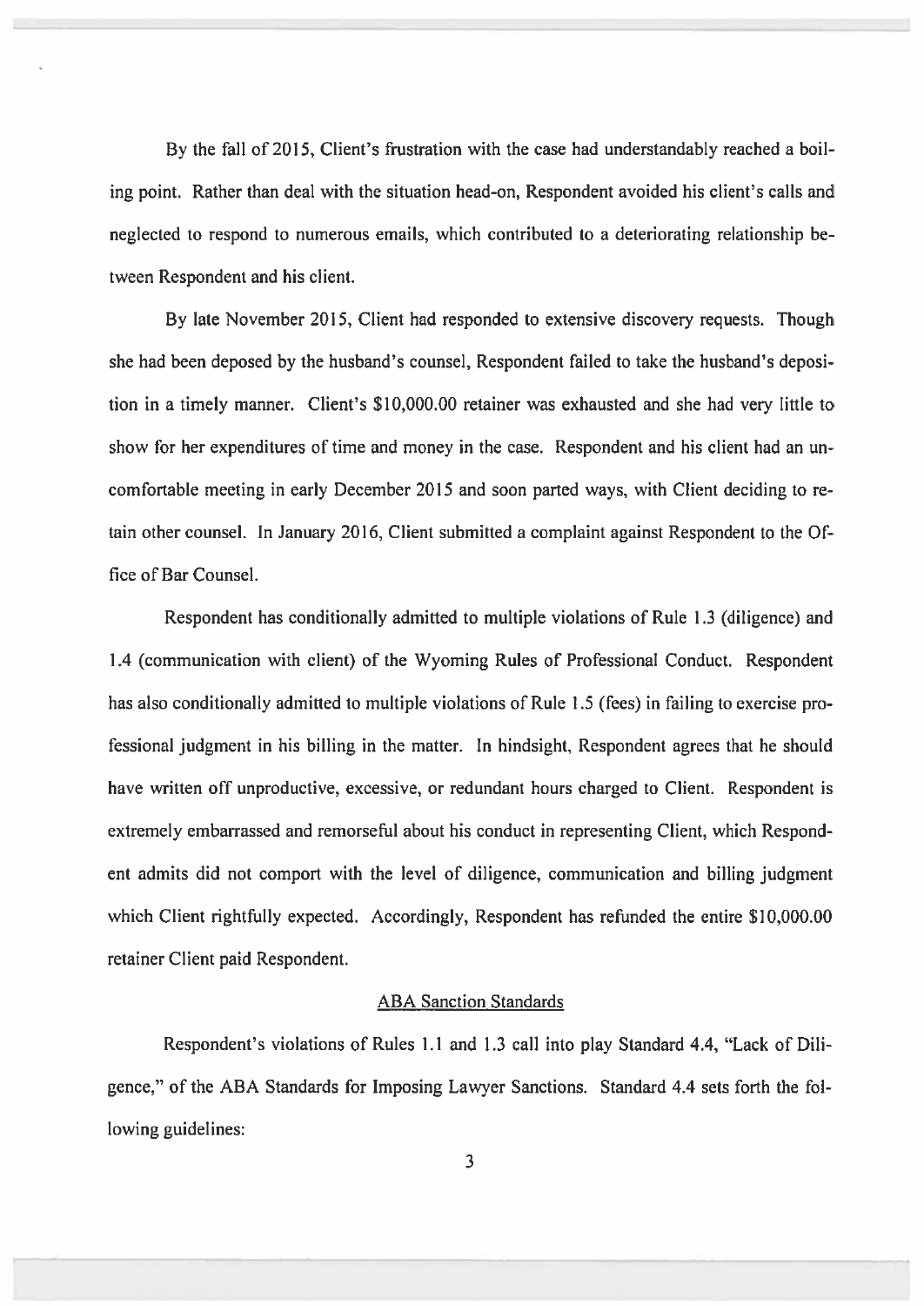By the fall of 2015, Client's frustration with the case had understandably reached a boiling point. Rather than deal with the situation head-on, Respondent avoided his client's calls and neglected to respond to numerous emails, which contributed to a deteriorating relationship between Respondent and his client.

By late November 2015, Client had responded to extensive discovery requests. Though she had been deposed by the husband's counsel, Respondent failed to take the husband's deposition in a timely manner. Client's $10,000.00 retainer was exhausted and she had very little to show for her expenditures of time and money in the case. Respondent and his client had an uncomfortable meeting in early December 2015 and soon parted ways, with Client deciding to retain other counsel. In January 2016, Client submitted a complaint against Respondent to the Office of Bar Counsel.

Respondent has conditionally admitted to multiple violations of Rule 1.3 (diligence) and 1.4 (communication with client) of the Wyoming Rules of Professional Conduct. Respondent has also conditionally admitted to multiple violations of Rule 1.5 (fees) in failing to exercise professional judgment in his billing in the matter. In hindsight, Respondent agrees that he should have written off unproductive, excessive, or redundant hours charged to Client. Respondent is extremely embarrassed and remorseful about his conduct in representing Client, which Respondent admits did not comport with the level of diligence, communication and billing judgment which Client rightfully expected. Accordingly, Respondent has refunded the entire $10,000.00 retainer Client paid Respondent.

## ABA Sanction Standards

Respondent's violations of Rules 1.1 and 1.3 call into play Standard 4.4, "Lack of Diligence," of the ABA Standards for Imposing Lawyer Sanctions. Standard 4.4 sets forth the following guidelines: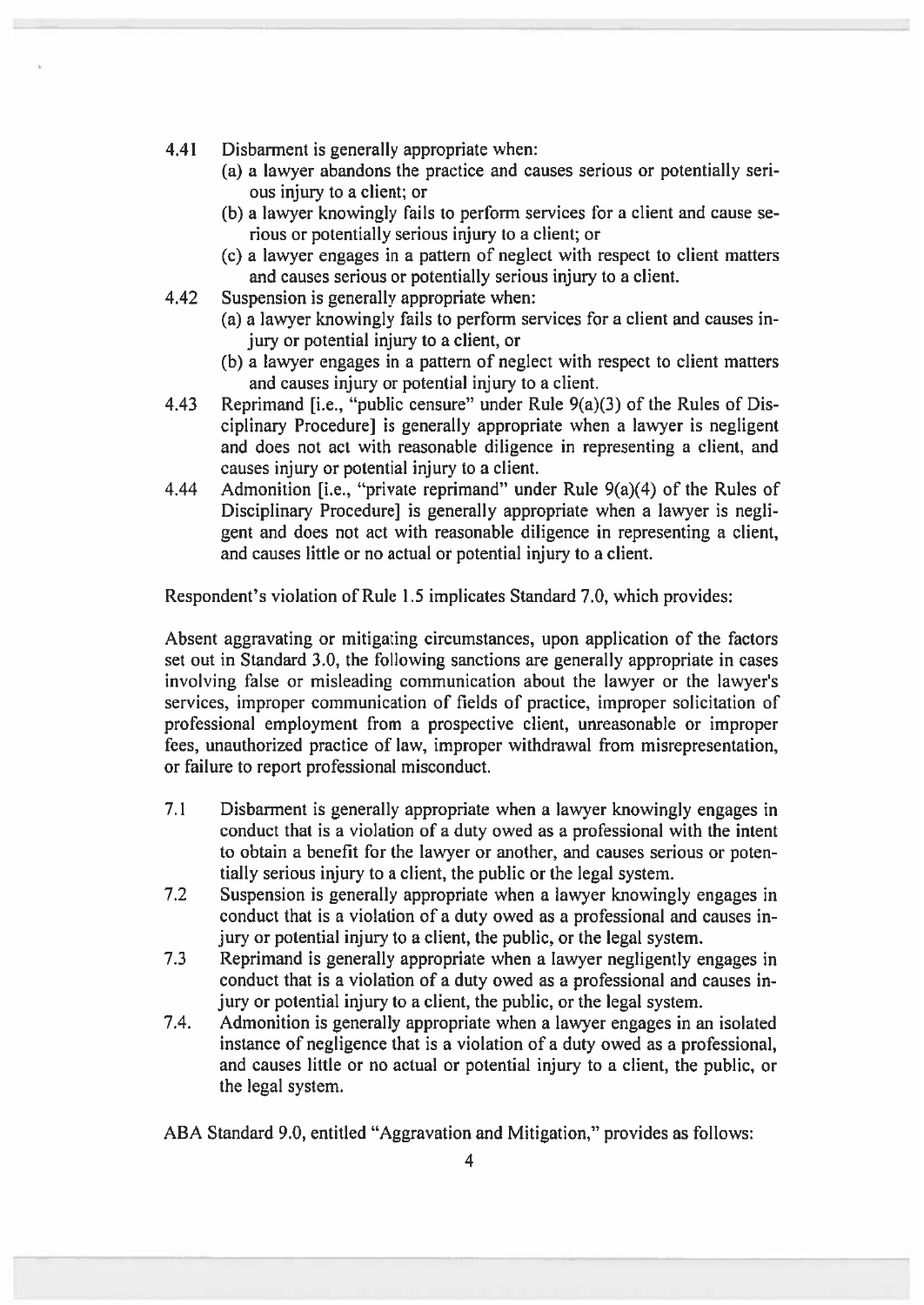4.41 Disbarment is generally appropriate when:

(a) a lawyer abandons the practice and causes serious or potentially serious injury to a client; or

(b) a lawyer knowingly fails to perform services for a client and cause serious or potentially serious injury to a client; or

(c) a lawyer engages in a pattern of neglect with respect to client matters and causes serious or potentially serious injury to a client.

4.42 Suspension is generally appropriate when:

(a) a lawyer knowingly fails to perform services for a client and causes injury or potential injury to a client, or

(b) a lawyer engages in a pattern of neglect with respect to client matters and causes injury or potential injury to a client.

4.43 Reprimand [i.e., "public censure" under Rule 9(a)(3) of the Rules of Disciplinary Procedure] is generally appropriate when a lawyer is negligent and does not act with reasonable diligence in representing a client, and causes injury or potential injury to a client.

4.44 Admonition [i.e., "private reprimand" under Rule 9(a)(4) of the Rules of Disciplinary Procedure] is generally appropriate when a lawyer is negligent and does not act with reasonable diligence in representing a client, and causes little or no actual or potential injury to a client.

Respondent's violation of Rule 1.5 implicates Standard 7.0, which provides:

Absent aggravating or mitigating circumstances, upon application of the factors set out in Standard 3.0, the following sanctions are generally appropriate in cases involving false or misleading communication about the lawyer or the lawyer's services, improper communication of fields of practice, improper solicitation of professional employment from a prospective client, unreasonable or improper fees, unauthorized practice of law, improper withdrawal from misrepresentation, or failure to report professional misconduct.

7.1 Disbarment is generally appropriate when a lawyer knowingly engages in conduct that is a violation of a duty owed as a professional with the intent to obtain a benefit for the lawyer or another, and causes serious or potentially serious injury to a client, the public or the legal system.

7.2 Suspension is generally appropriate when a lawyer knowingly engages in conduct that is a violation of a duty owed as a professional and causes injury or potential injury to a client, the public, or the legal system.

7.3 Reprimand is generally appropriate when a lawyer negligently engages in conduct that is a violation of a duty owed as a professional and causes injury or potential injury to a client, the public, or the legal system.

7.4. Admonition is generally appropriate when a lawyer engages in an isolated instance of negligence that is a violation of a duty owed as a professional, and causes little or no actual or potential injury to a client, the public, or the legal system.

ABA Standard 9.0, entitled "Aggravation and Mitigation," provides as follows: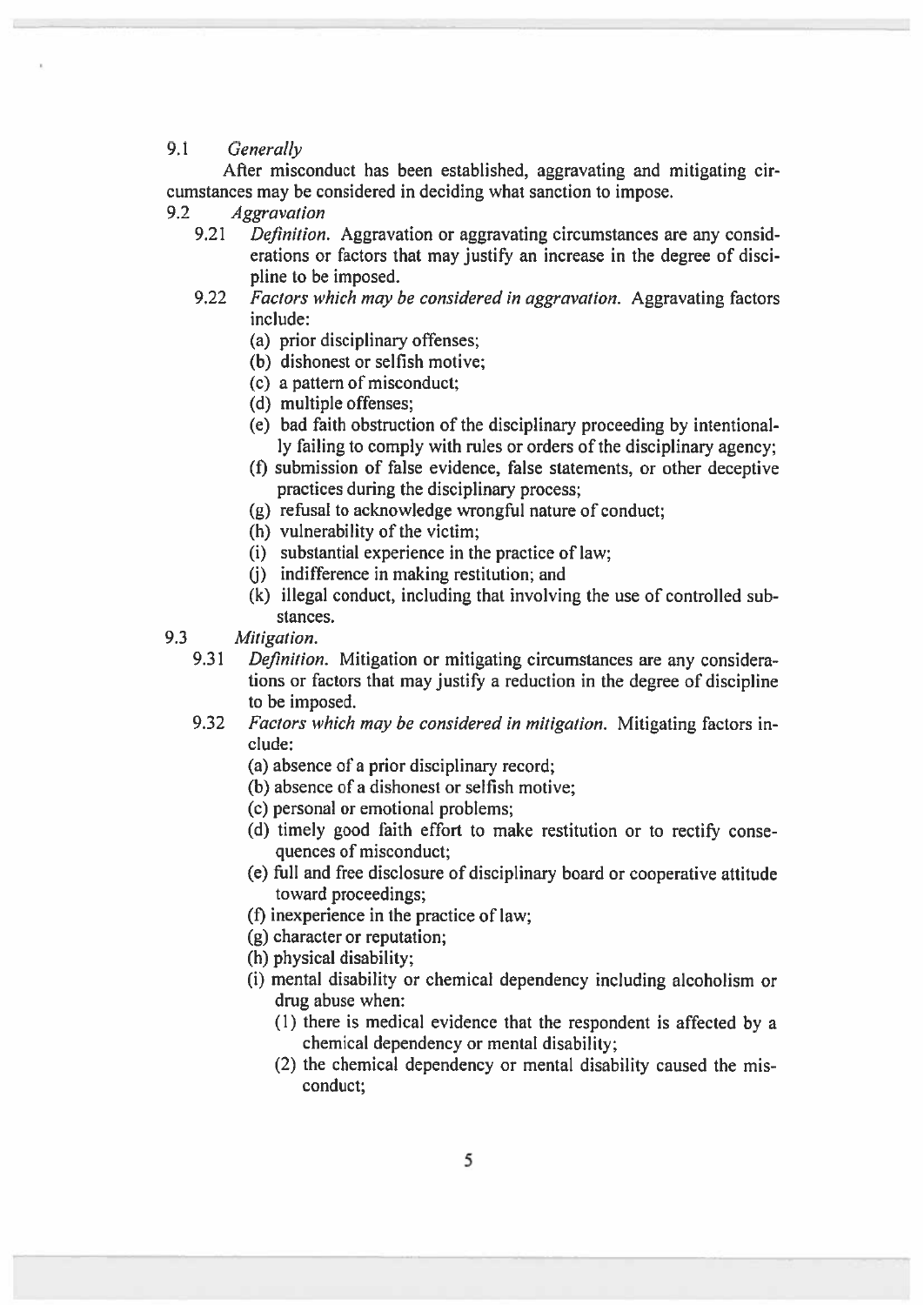9.1 *Generally*

After misconduct has been established, aggravating and mitigating circumstances may be considered in deciding what sanction to impose.

9.2 *Aggravation*

9.21 *Definition.* Aggravation or aggravating circumstances are any considerations or factors that may justify an increase in the degree of discipline to be imposed.

9.22 *Factors which may be considered in aggravation.* Aggravating factors include:

(a) prior disciplinary offenses;
(b) dishonest or selfish motive;
(c) a pattern of misconduct;
(d) multiple offenses;
(e) bad faith obstruction of the disciplinary proceeding by intentionally failing to comply with rules or orders of the disciplinary agency;
(f) submission of false evidence, false statements, or other deceptive practices during the disciplinary process;
(g) refusal to acknowledge wrongful nature of conduct;
(h) vulnerability of the victim;
(i) substantial experience in the practice of law;
(j) indifference in making restitution; and
(k) illegal conduct, including that involving the use of controlled substances.

9.3 *Mitigation.*

9.31 *Definition.* Mitigation or mitigating circumstances are any considerations or factors that may justify a reduction in the degree of discipline to be imposed.

9.32 *Factors which may be considered in mitigation.* Mitigating factors include:

(a) absence of a prior disciplinary record;
(b) absence of a dishonest or selfish motive;
(c) personal or emotional problems;
(d) timely good faith effort to make restitution or to rectify consequences of misconduct;
(e) full and free disclosure of disciplinary board or cooperative attitude toward proceedings;
(f) inexperience in the practice of law;
(g) character or reputation;
(h) physical disability;
(i) mental disability or chemical dependency including alcoholism or drug abuse when:
  (1) there is medical evidence that the respondent is affected by a chemical dependency or mental disability;
  (2) the chemical dependency or mental disability caused the misconduct;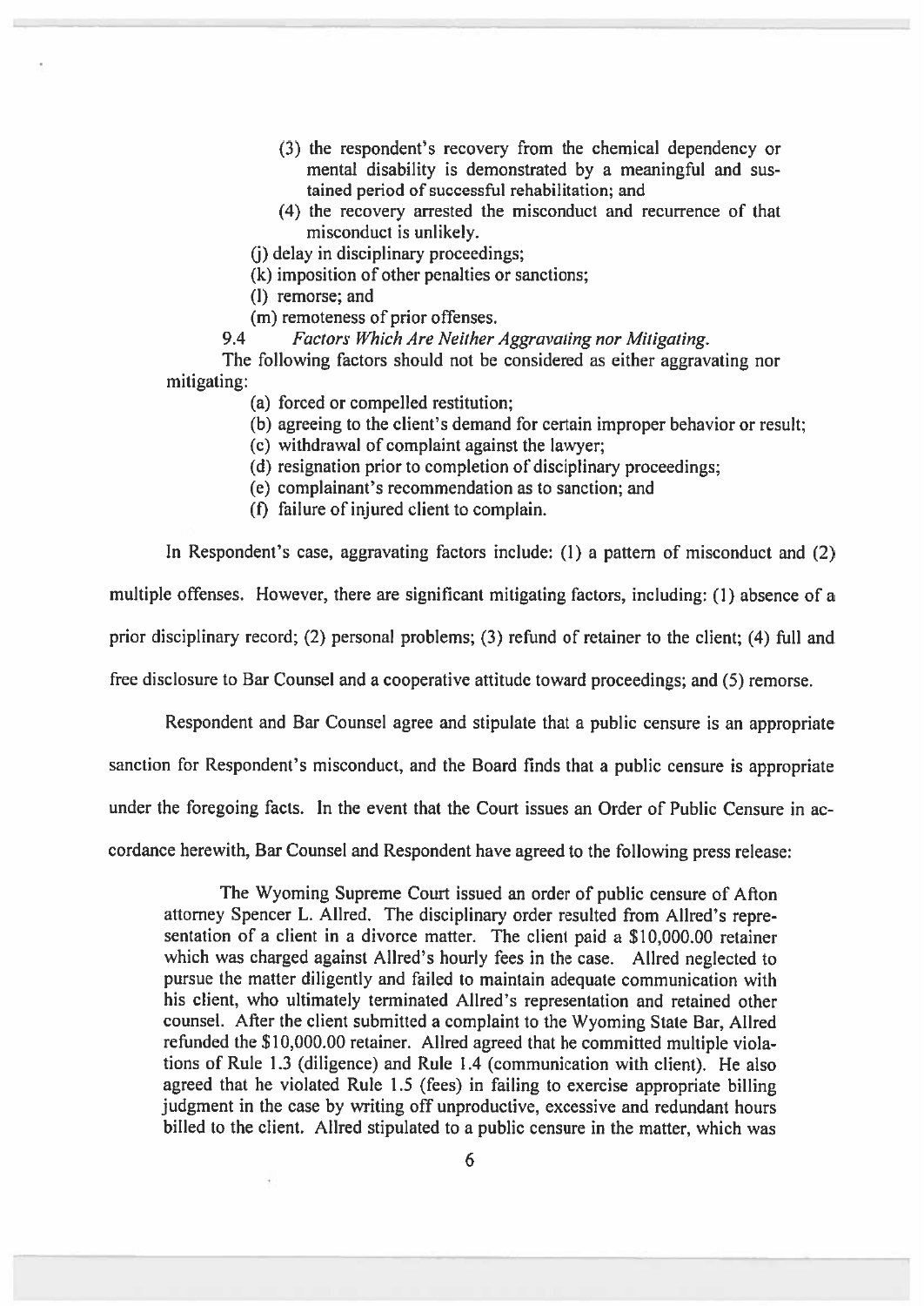(3) the respondent's recovery from the chemical dependency or mental disability is demonstrated by a meaningful and sustained period of successful rehabilitation; and

(4) the recovery arrested the misconduct and recurrence of that misconduct is unlikely.

(j) delay in disciplinary proceedings;

(k) imposition of other penalties or sanctions;

(l) remorse; and

(m) remoteness of prior offenses.

9.4 *Factors Which Are Neither Aggravating nor Mitigating.*

The following factors should not be considered as either aggravating nor mitigating:

(a) forced or compelled restitution;

(b) agreeing to the client's demand for certain improper behavior or result;

(c) withdrawal of complaint against the lawyer;

(d) resignation prior to completion of disciplinary proceedings;

(e) complainant's recommendation as to sanction; and

(f) failure of injured client to complain.

In Respondent's case, aggravating factors include: (1) a pattern of misconduct and (2) multiple offenses. However, there are significant mitigating factors, including: (1) absence of a prior disciplinary record; (2) personal problems; (3) refund of retainer to the client; (4) full and free disclosure to Bar Counsel and a cooperative attitude toward proceedings; and (5) remorse.

Respondent and Bar Counsel agree and stipulate that a public censure is an appropriate sanction for Respondent's misconduct, and the Board finds that a public censure is appropriate under the foregoing facts. In the event that the Court issues an Order of Public Censure in accordance herewith, Bar Counsel and Respondent have agreed to the following press release:

> The Wyoming Supreme Court issued an order of public censure of Afton attorney Spencer L. Allred. The disciplinary order resulted from Allred's representation of a client in a divorce matter. The client paid a $10,000.00 retainer which was charged against Allred's hourly fees in the case. Allred neglected to pursue the matter diligently and failed to maintain adequate communication with his client, who ultimately terminated Allred's representation and retained other counsel. After the client submitted a complaint to the Wyoming State Bar, Allred refunded the $10,000.00 retainer. Allred agreed that he committed multiple violations of Rule 1.3 (diligence) and Rule 1.4 (communication with client). He also agreed that he violated Rule 1.5 (fees) in failing to exercise appropriate billing judgment in the case by writing off unproductive, excessive and redundant hours billed to the client. Allred stipulated to a public censure in the matter, which was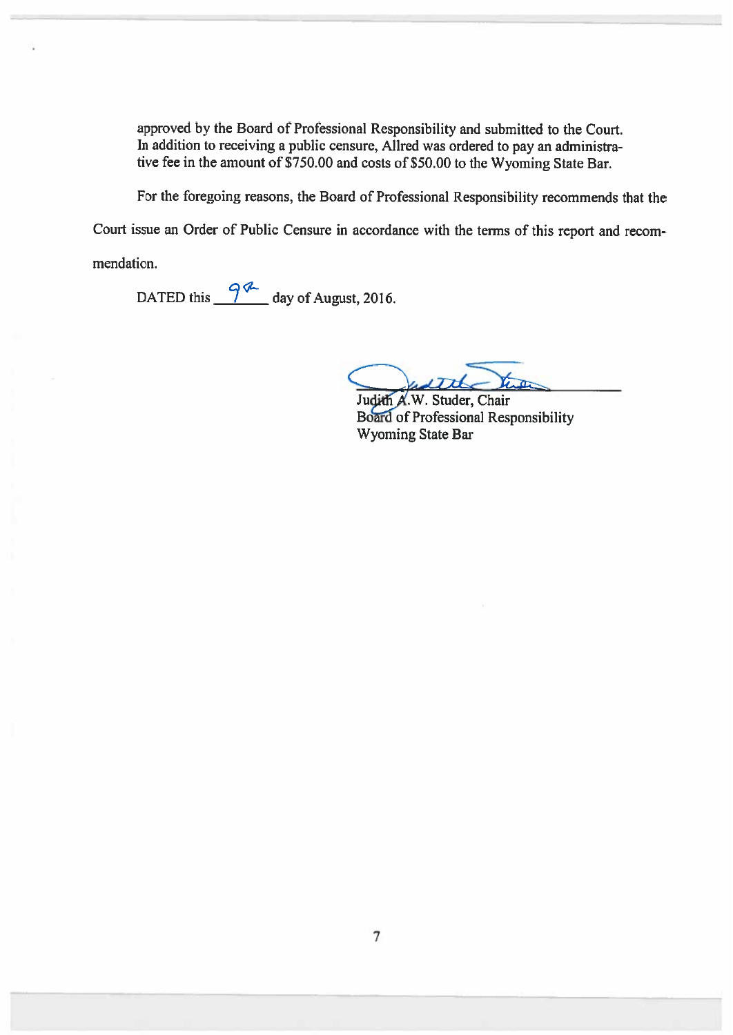approved by the Board of Professional Responsibility and submitted to the Court. In addition to receiving a public censure, Allred was ordered to pay an administrative fee in the amount of $750.00 and costs of $50.00 to the Wyoming State Bar.

For the foregoing reasons, the Board of Professional Responsibility recommends that the Court issue an Order of Public Censure in accordance with the terms of this report and recommendation.

DATED this 9th day of August, 2016.

Judith A.W. Studer, Chair
Board of Professional Responsibility
Wyoming State Bar